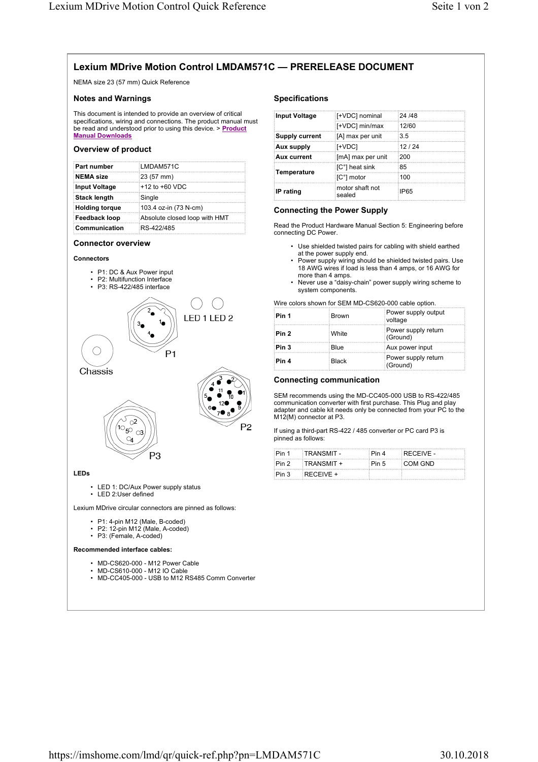# Lexium MDrive Motion Control LMDAM571C — PRERELEASE DOCUMENT

NEMA size 23 (57 mm) Quick Reference

## Notes and Warnings

This document is intended to provide an overview of critical specifications, wiring and connections. The product manual must be read and understood prior to using this device. > **Product Manual Downloads**

## Overview of product

| Part number | LMDAM571C |
|---|---|
| **NEMA size** | 23 (57 mm) |
| **Input Voltage** | +12 to +60 VDC |
| **Stack length** | Single |
| **Holding torque** | 103.4 oz-in (73 N-cm) |
| **Feedback loop** | Absolute closed loop with HMT |
| **Communication** | RS-422/485 |

## Connector overview

### Connectors

- P1: DC & Aux Power input
- P2: Multifunction Interface
- P3: RS-422/485 interface

LED 1 LED 2

P1

Chassis

P2

P3

### LEDs

- LED 1: DC/Aux Power supply status
- LED 2:User defined

Lexium MDrive circular connectors are pinned as follows:

- P1: 4-pin M12 (Male, B-coded)
- P2: 12-pin M12 (Male, A-coded)
- P3: (Female, A-coded)

### Recommended interface cables:

- MD-CS620-000 - M12 Power Cable
- MD-CS610-000 - M12 IO Cable
- MD-CC405-000 - USB to M12 RS485 Comm Converter

## Specifications

| Input Voltage | [+VDC] nominal | 24 /48 |
|---|---|---|
| | [+VDC] min/max | 12/60 |
| **Supply current** | [A] max per unit | 3.5 |
| **Aux supply** | [+VDC] | 12 / 24 |
| **Aux current** | [mA] max per unit | 200 |
| **Temperature** | [C°] heat sink | 85 |
| | [C°] motor | 100 |
| **IP rating** | motor shaft not sealed | IP65 |

## Connecting the Power Supply

Read the Product Hardware Manual Section 5: Engineering before connecting DC Power.

- Use shielded twisted pairs for cabling with shield earthed at the power supply end.
- Power supply wiring should be shielded twisted pairs. Use 18 AWG wires if load is less than 4 amps, or 16 AWG for more than 4 amps.
- Never use a "daisy-chain" power supply wiring scheme to system components.

Wire colors shown for SEM MD-CS620-000 cable option.

| Pin 1 | Brown | Power supply output voltage |
|---|---|---|
| **Pin 2** | White | Power supply return (Ground) |
| **Pin 3** | Blue | Aux power input |
| **Pin 4** | Black | Power supply return (Ground) |

## Connecting communication

SEM recommends using the MD-CC405-000 USB to RS-422/485 communication converter with first purchase. This Plug and play adapter and cable kit needs only be connected from your PC to the M12(M) connector at P3.

If using a third-part RS-422 / 485 converter or PC card P3 is pinned as follows:

| Pin 1 | TRANSMIT - | Pin 4 | RECEIVE - |
|---|---|---|---|
| Pin 2 | TRANSMIT + | Pin 5 | COM GND |
| Pin 3 | RECEIVE + | | |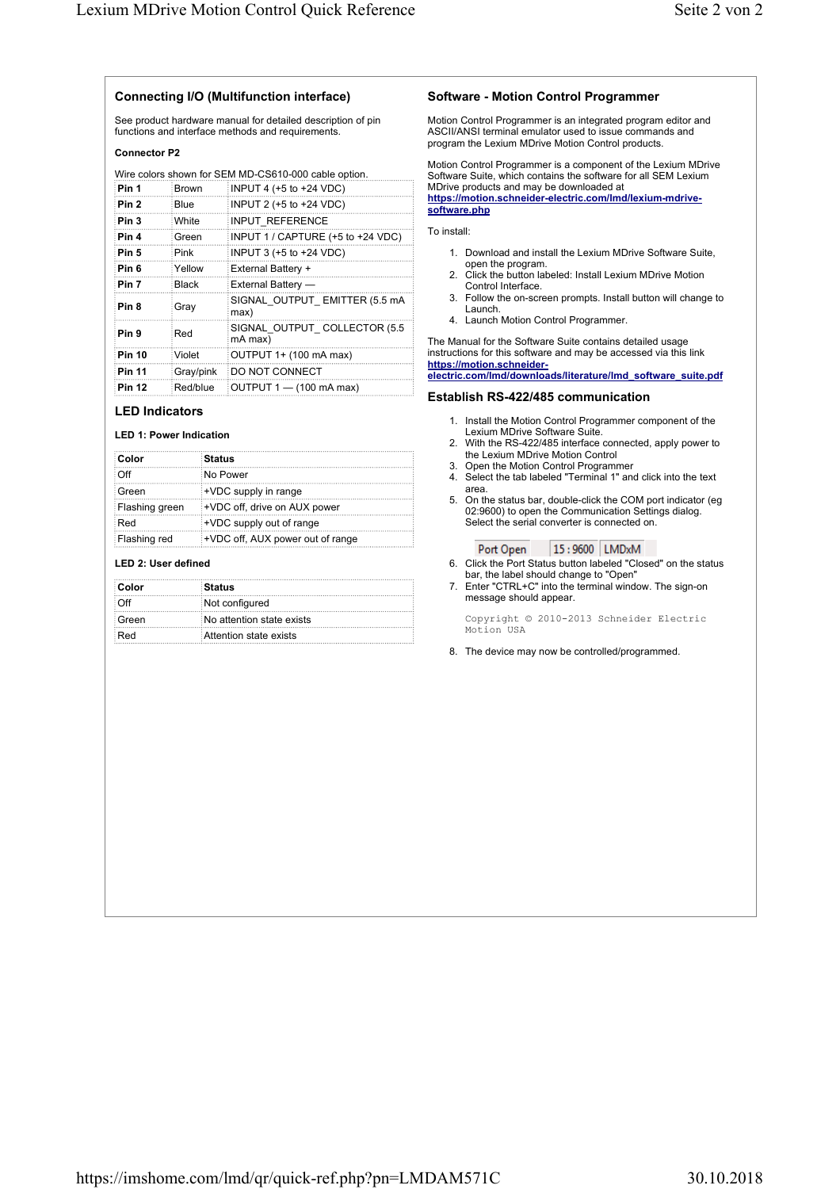## Connecting I/O (Multifunction interface)

See product hardware manual for detailed description of pin functions and interface methods and requirements.

**Connector P2**

Wire colors shown for SEM MD-CS610-000 cable option.

| | | |
|---|---|---|
| **Pin 1** | Brown | INPUT 4 (+5 to +24 VDC) |
| **Pin 2** | Blue | INPUT 2 (+5 to +24 VDC) |
| **Pin 3** | White | INPUT_REFERENCE |
| **Pin 4** | Green | INPUT 1 / CAPTURE (+5 to +24 VDC) |
| **Pin 5** | Pink | INPUT 3 (+5 to +24 VDC) |
| **Pin 6** | Yellow | External Battery + |
| **Pin 7** | Black | External Battery — |
| **Pin 8** | Gray | SIGNAL_OUTPUT_ EMITTER (5.5 mA max) |
| **Pin 9** | Red | SIGNAL_OUTPUT_ COLLECTOR (5.5 mA max) |
| **Pin 10** | Violet | OUTPUT 1+ (100 mA max) |
| **Pin 11** | Gray/pink | DO NOT CONNECT |
| **Pin 12** | Red/blue | OUTPUT 1 — (100 mA max) |

## LED Indicators

**LED 1: Power Indication**

| Color | Status |
|---|---|
| Off | No Power |
| Green | +VDC supply in range |
| Flashing green | +VDC off, drive on AUX power |
| Red | +VDC supply out of range |
| Flashing red | +VDC off, AUX power out of range |

**LED 2: User defined**

| Color | Status |
|---|---|
| Off | Not configured |
| Green | No attention state exists |
| Red | Attention state exists |

## Software - Motion Control Programmer

Motion Control Programmer is an integrated program editor and ASCII/ANSI terminal emulator used to issue commands and program the Lexium MDrive Motion Control products.

Motion Control Programmer is a component of the Lexium MDrive Software Suite, which contains the software for all SEM Lexium MDrive products and may be downloaded at https://motion.schneider-electric.com/lmd/lexium-mdrive-software.php

To install:

1. Download and install the Lexium MDrive Software Suite, open the program.
2. Click the button labeled: Install Lexium MDrive Motion Control Interface.
3. Follow the on-screen prompts. Install button will change to Launch.
4. Launch Motion Control Programmer.

The Manual for the Software Suite contains detailed usage instructions for this software and may be accessed via this link https://motion.schneider-electric.com/lmd/downloads/literature/lmd_software_suite.pdf

## Establish RS-422/485 communication

1. Install the Motion Control Programmer component of the Lexium MDrive Software Suite.
2. With the RS-422/485 interface connected, apply power to the Lexium MDrive Motion Control
3. Open the Motion Control Programmer
4. Select the tab labeled "Terminal 1" and click into the text area.
5. On the status bar, double-click the COM port indicator (eg 02:9600) to open the Communication Settings dialog. Select the serial converter is connected on.

   Port Open | 15 : 9600 | LMDxM

6. Click the Port Status button labeled "Closed" on the status bar, the label should change to "Open"
7. Enter "CTRL+C" into the terminal window. The sign-on message should appear.

   ```
   Copyright © 2010-2013 Schneider Electric
   Motion USA
   ```

8. The device may now be controlled/programmed.